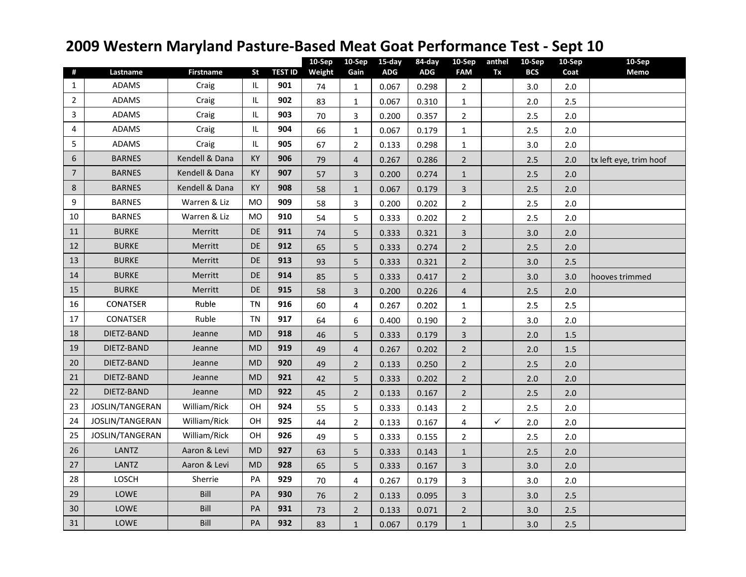# 2009 Western Maryland Pasture-Based Meat Goat Performance Test - Sept 10

| # | Lastname | Firstname | St | TEST ID | 10-Sep Weight | 10-Sep Gain | 15-day ADG | 84-day ADG | 10-Sep FAM | anthel Tx | 10-Sep BCS | 10-Sep Coat | 10-Sep Memo |
|---|---|---|---|---|---|---|---|---|---|---|---|---|---|
| 1 | ADAMS | Craig | IL | **901** | 74 | 1 | 0.067 | 0.298 | 2 | | 3.0 | 2.0 | |
| 2 | ADAMS | Craig | IL | **902** | 83 | 1 | 0.067 | 0.310 | 1 | | 2.0 | 2.5 | |
| 3 | ADAMS | Craig | IL | **903** | 70 | 3 | 0.200 | 0.357 | 2 | | 2.5 | 2.0 | |
| 4 | ADAMS | Craig | IL | **904** | 66 | 1 | 0.067 | 0.179 | 1 | | 2.5 | 2.0 | |
| 5 | ADAMS | Craig | IL | **905** | 67 | 2 | 0.133 | 0.298 | 1 | | 3.0 | 2.0 | |
| 6 | BARNES | Kendell & Dana | KY | **906** | 79 | 4 | 0.267 | 0.286 | 2 | | 2.5 | 2.0 | tx left eye, trim hoof |
| 7 | BARNES | Kendell & Dana | KY | **907** | 57 | 3 | 0.200 | 0.274 | 1 | | 2.5 | 2.0 | |
| 8 | BARNES | Kendell & Dana | KY | **908** | 58 | 1 | 0.067 | 0.179 | 3 | | 2.5 | 2.0 | |
| 9 | BARNES | Warren & Liz | MO | **909** | 58 | 3 | 0.200 | 0.202 | 2 | | 2.5 | 2.0 | |
| 10 | BARNES | Warren & Liz | MO | **910** | 54 | 5 | 0.333 | 0.202 | 2 | | 2.5 | 2.0 | |
| 11 | BURKE | Merritt | DE | **911** | 74 | 5 | 0.333 | 0.321 | 3 | | 3.0 | 2.0 | |
| 12 | BURKE | Merritt | DE | **912** | 65 | 5 | 0.333 | 0.274 | 2 | | 2.5 | 2.0 | |
| 13 | BURKE | Merritt | DE | **913** | 93 | 5 | 0.333 | 0.321 | 2 | | 3.0 | 2.5 | |
| 14 | BURKE | Merritt | DE | **914** | 85 | 5 | 0.333 | 0.417 | 2 | | 3.0 | 3.0 | hooves trimmed |
| 15 | BURKE | Merritt | DE | **915** | 58 | 3 | 0.200 | 0.226 | 4 | | 2.5 | 2.0 | |
| 16 | CONATSER | Ruble | TN | **916** | 60 | 4 | 0.267 | 0.202 | 1 | | 2.5 | 2.5 | |
| 17 | CONATSER | Ruble | TN | **917** | 64 | 6 | 0.400 | 0.190 | 2 | | 3.0 | 2.0 | |
| 18 | DIETZ-BAND | Jeanne | MD | **918** | 46 | 5 | 0.333 | 0.179 | 3 | | 2.0 | 1.5 | |
| 19 | DIETZ-BAND | Jeanne | MD | **919** | 49 | 4 | 0.267 | 0.202 | 2 | | 2.0 | 1.5 | |
| 20 | DIETZ-BAND | Jeanne | MD | **920** | 49 | 2 | 0.133 | 0.250 | 2 | | 2.5 | 2.0 | |
| 21 | DIETZ-BAND | Jeanne | MD | **921** | 42 | 5 | 0.333 | 0.202 | 2 | | 2.0 | 2.0 | |
| 22 | DIETZ-BAND | Jeanne | MD | **922** | 45 | 2 | 0.133 | 0.167 | 2 | | 2.5 | 2.0 | |
| 23 | JOSLIN/TANGERAN | William/Rick | OH | **924** | 55 | 5 | 0.333 | 0.143 | 2 | | 2.5 | 2.0 | |
| 24 | JOSLIN/TANGERAN | William/Rick | OH | **925** | 44 | 2 | 0.133 | 0.167 | 4 | ✓ | 2.0 | 2.0 | |
| 25 | JOSLIN/TANGERAN | William/Rick | OH | **926** | 49 | 5 | 0.333 | 0.155 | 2 | | 2.5 | 2.0 | |
| 26 | LANTZ | Aaron & Levi | MD | **927** | 63 | 5 | 0.333 | 0.143 | 1 | | 2.5 | 2.0 | |
| 27 | LANTZ | Aaron & Levi | MD | **928** | 65 | 5 | 0.333 | 0.167 | 3 | | 3.0 | 2.0 | |
| 28 | LOSCH | Sherrie | PA | **929** | 70 | 4 | 0.267 | 0.179 | 3 | | 3.0 | 2.0 | |
| 29 | LOWE | Bill | PA | **930** | 76 | 2 | 0.133 | 0.095 | 3 | | 3.0 | 2.5 | |
| 30 | LOWE | Bill | PA | **931** | 73 | 2 | 0.133 | 0.071 | 2 | | 3.0 | 2.5 | |
| 31 | LOWE | Bill | PA | **932** | 83 | 1 | 0.067 | 0.179 | 1 | | 3.0 | 2.5 | |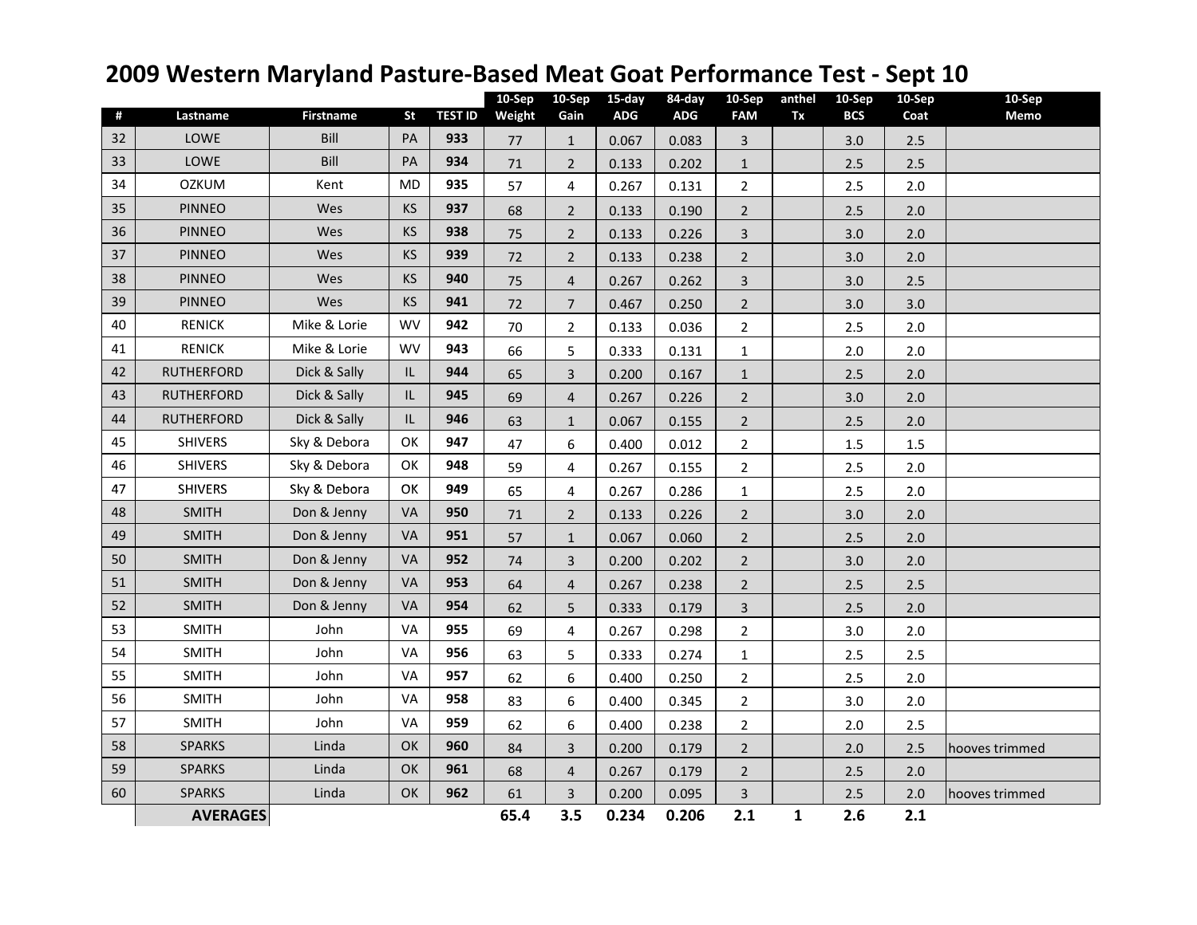# 2009 Western Maryland Pasture-Based Meat Goat Performance Test - Sept 10

| # | Lastname | Firstname | St | TEST ID | 10-Sep Weight | 10-Sep Gain | 15-day ADG | 84-day ADG | 10-Sep FAM | anthel Tx | 10-Sep BCS | 10-Sep Coat | 10-Sep Memo |
|---|---|---|---|---|---|---|---|---|---|---|---|---|---|
| 32 | LOWE | Bill | PA | **933** | 77 | 1 | 0.067 | 0.083 | 3 | | 3.0 | 2.5 | |
| 33 | LOWE | Bill | PA | **934** | 71 | 2 | 0.133 | 0.202 | 1 | | 2.5 | 2.5 | |
| 34 | OZKUM | Kent | MD | **935** | 57 | 4 | 0.267 | 0.131 | 2 | | 2.5 | 2.0 | |
| 35 | PINNEO | Wes | KS | **937** | 68 | 2 | 0.133 | 0.190 | 2 | | 2.5 | 2.0 | |
| 36 | PINNEO | Wes | KS | **938** | 75 | 2 | 0.133 | 0.226 | 3 | | 3.0 | 2.0 | |
| 37 | PINNEO | Wes | KS | **939** | 72 | 2 | 0.133 | 0.238 | 2 | | 3.0 | 2.0 | |
| 38 | PINNEO | Wes | KS | **940** | 75 | 4 | 0.267 | 0.262 | 3 | | 3.0 | 2.5 | |
| 39 | PINNEO | Wes | KS | **941** | 72 | 7 | 0.467 | 0.250 | 2 | | 3.0 | 3.0 | |
| 40 | RENICK | Mike & Lorie | WV | **942** | 70 | 2 | 0.133 | 0.036 | 2 | | 2.5 | 2.0 | |
| 41 | RENICK | Mike & Lorie | WV | **943** | 66 | 5 | 0.333 | 0.131 | 1 | | 2.0 | 2.0 | |
| 42 | RUTHERFORD | Dick & Sally | IL | **944** | 65 | 3 | 0.200 | 0.167 | 1 | | 2.5 | 2.0 | |
| 43 | RUTHERFORD | Dick & Sally | IL | **945** | 69 | 4 | 0.267 | 0.226 | 2 | | 3.0 | 2.0 | |
| 44 | RUTHERFORD | Dick & Sally | IL | **946** | 63 | 1 | 0.067 | 0.155 | 2 | | 2.5 | 2.0 | |
| 45 | SHIVERS | Sky & Debora | OK | **947** | 47 | 6 | 0.400 | 0.012 | 2 | | 1.5 | 1.5 | |
| 46 | SHIVERS | Sky & Debora | OK | **948** | 59 | 4 | 0.267 | 0.155 | 2 | | 2.5 | 2.0 | |
| 47 | SHIVERS | Sky & Debora | OK | **949** | 65 | 4 | 0.267 | 0.286 | 1 | | 2.5 | 2.0 | |
| 48 | SMITH | Don & Jenny | VA | **950** | 71 | 2 | 0.133 | 0.226 | 2 | | 3.0 | 2.0 | |
| 49 | SMITH | Don & Jenny | VA | **951** | 57 | 1 | 0.067 | 0.060 | 2 | | 2.5 | 2.0 | |
| 50 | SMITH | Don & Jenny | VA | **952** | 74 | 3 | 0.200 | 0.202 | 2 | | 3.0 | 2.0 | |
| 51 | SMITH | Don & Jenny | VA | **953** | 64 | 4 | 0.267 | 0.238 | 2 | | 2.5 | 2.5 | |
| 52 | SMITH | Don & Jenny | VA | **954** | 62 | 5 | 0.333 | 0.179 | 3 | | 2.5 | 2.0 | |
| 53 | SMITH | John | VA | **955** | 69 | 4 | 0.267 | 0.298 | 2 | | 3.0 | 2.0 | |
| 54 | SMITH | John | VA | **956** | 63 | 5 | 0.333 | 0.274 | 1 | | 2.5 | 2.5 | |
| 55 | SMITH | John | VA | **957** | 62 | 6 | 0.400 | 0.250 | 2 | | 2.5 | 2.0 | |
| 56 | SMITH | John | VA | **958** | 83 | 6 | 0.400 | 0.345 | 2 | | 3.0 | 2.0 | |
| 57 | SMITH | John | VA | **959** | 62 | 6 | 0.400 | 0.238 | 2 | | 2.0 | 2.5 | |
| 58 | SPARKS | Linda | OK | **960** | 84 | 3 | 0.200 | 0.179 | 2 | | 2.0 | 2.5 | hooves trimmed |
| 59 | SPARKS | Linda | OK | **961** | 68 | 4 | 0.267 | 0.179 | 2 | | 2.5 | 2.0 | |
| 60 | SPARKS | Linda | OK | **962** | 61 | 3 | 0.200 | 0.095 | 3 | | 2.5 | 2.0 | hooves trimmed |
| | **AVERAGES** | | | | **65.4** | **3.5** | **0.234** | **0.206** | **2.1** | **1** | **2.6** | **2.1** | |